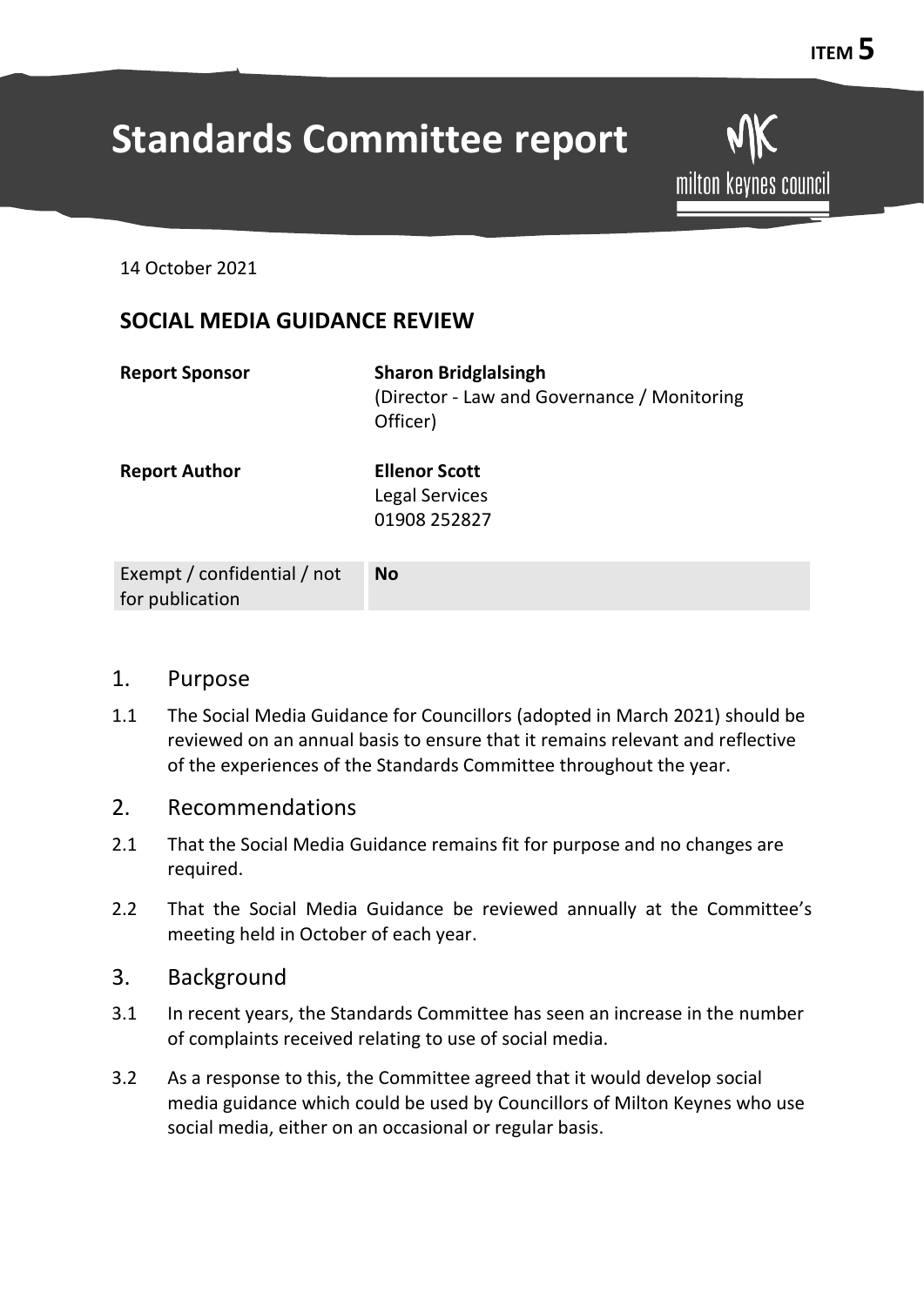ITEM 5

# Standards Committee report

milton keynes council

14 October 2021

## SOCIAL MEDIA GUIDANCE REVIEW

| | |
|---|---|
| **Report Sponsor** | **Sharon Bridglalsingh**<br>(Director - Law and Governance / Monitoring Officer) |
| **Report Author** | **Ellenor Scott**<br>Legal Services<br>01908 252827 |

| | |
|---|---|
| Exempt / confidential / not for publication | **No** |

## 1. Purpose

1.1 The Social Media Guidance for Councillors (adopted in March 2021) should be reviewed on an annual basis to ensure that it remains relevant and reflective of the experiences of the Standards Committee throughout the year.

## 2. Recommendations

2.1 That the Social Media Guidance remains fit for purpose and no changes are required.

2.2 That the Social Media Guidance be reviewed annually at the Committee's meeting held in October of each year.

## 3. Background

3.1 In recent years, the Standards Committee has seen an increase in the number of complaints received relating to use of social media.

3.2 As a response to this, the Committee agreed that it would develop social media guidance which could be used by Councillors of Milton Keynes who use social media, either on an occasional or regular basis.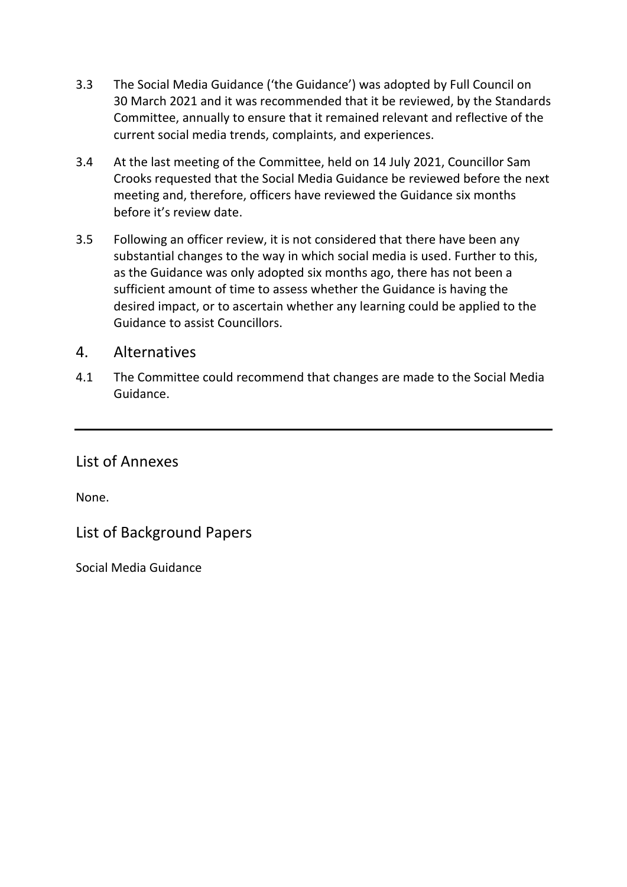3.3 The Social Media Guidance ('the Guidance') was adopted by Full Council on 30 March 2021 and it was recommended that it be reviewed, by the Standards Committee, annually to ensure that it remained relevant and reflective of the current social media trends, complaints, and experiences.

3.4 At the last meeting of the Committee, held on 14 July 2021, Councillor Sam Crooks requested that the Social Media Guidance be reviewed before the next meeting and, therefore, officers have reviewed the Guidance six months before it's review date.

3.5 Following an officer review, it is not considered that there have been any substantial changes to the way in which social media is used. Further to this, as the Guidance was only adopted six months ago, there has not been a sufficient amount of time to assess whether the Guidance is having the desired impact, or to ascertain whether any learning could be applied to the Guidance to assist Councillors.

## 4. Alternatives

4.1 The Committee could recommend that changes are made to the Social Media Guidance.

---

## List of Annexes

None.

## List of Background Papers

Social Media Guidance